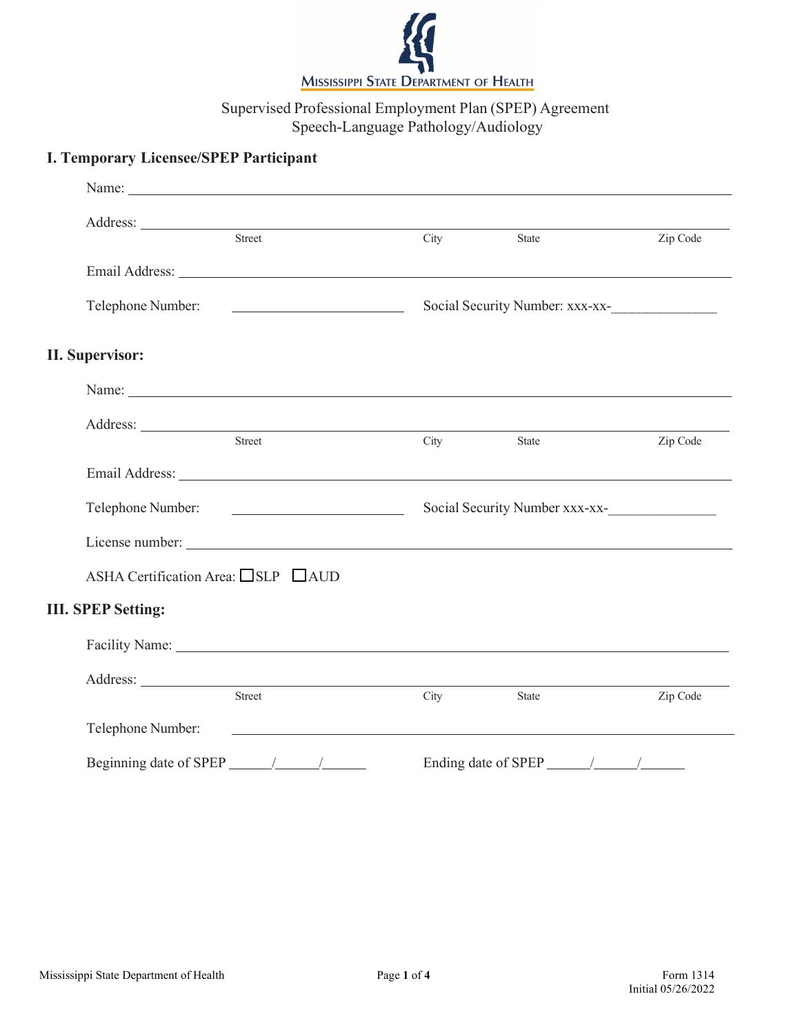Mississippi State Department of Health

# Supervised Professional Employment Plan (SPEP) Agreement
## Speech-Language Pathology/Audiology

### I. Temporary Licensee/SPEP Participant

Name: ______________________________________________

Address: ______________________________________________
Street City State Zip Code

Email Address: ______________________________________________

Telephone Number: ____________________ Social Security Number: xxx-xx-______________

### II. Supervisor:

Name: ______________________________________________

Address: ______________________________________________
Street City State Zip Code

Email Address: ______________________________________________

Telephone Number: ____________________ Social Security Number xxx-xx-______________

License number: ______________________________________________

ASHA Certification Area: ☐SLP ☐AUD

### III. SPEP Setting:

Facility Name: ______________________________________________

Address: ______________________________________________
Street City State Zip Code

Telephone Number: ______________________________________________

Beginning date of SPEP ______/______/______ Ending date of SPEP ______/______/______

Form 1314
Initial 05/26/2022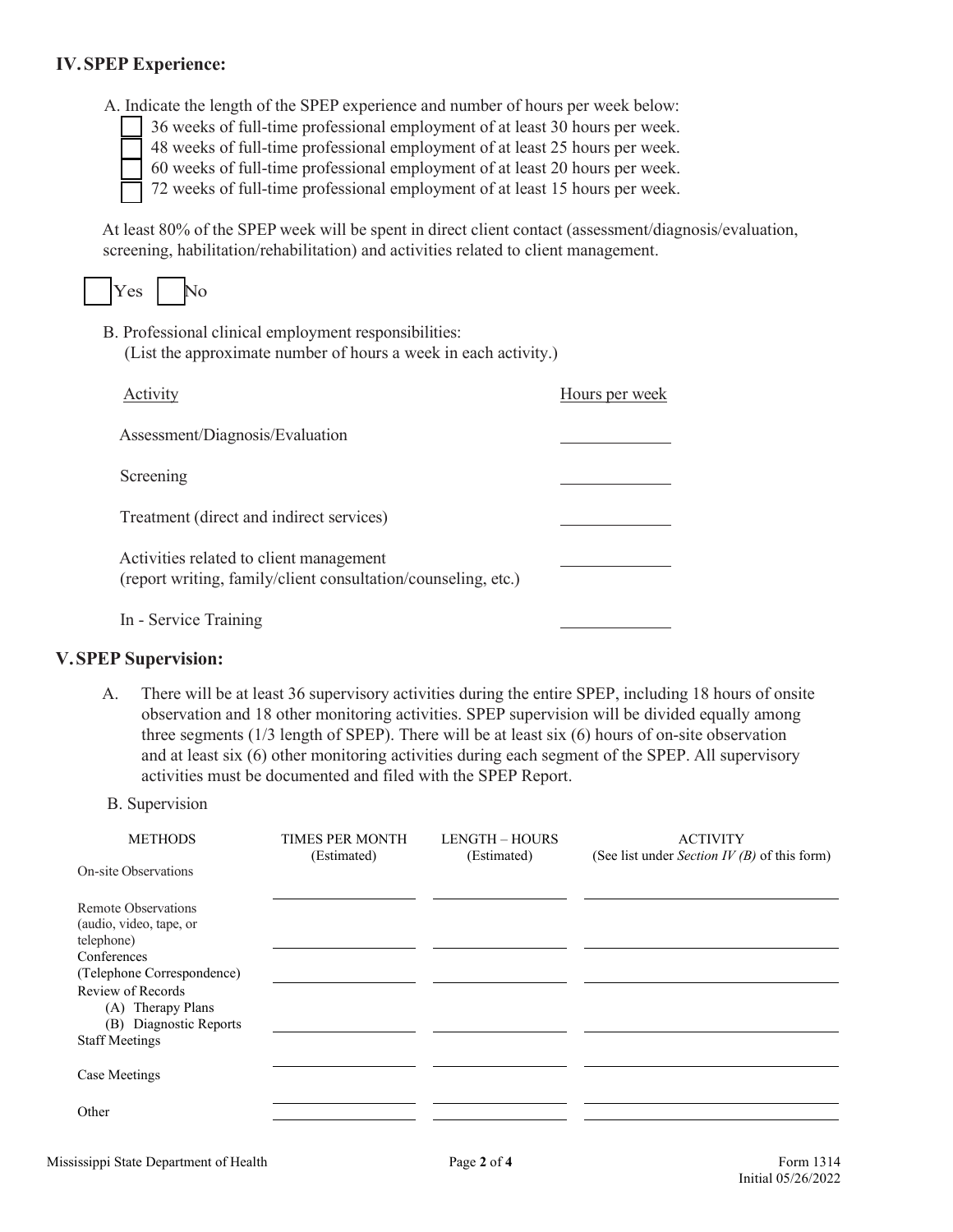## IV. SPEP Experience:

A. Indicate the length of the SPEP experience and number of hours per week below:

- ☐ 36 weeks of full-time professional employment of at least 30 hours per week.
- ☐ 48 weeks of full-time professional employment of at least 25 hours per week.
- ☐ 60 weeks of full-time professional employment of at least 20 hours per week.
- ☐ 72 weeks of full-time professional employment of at least 15 hours per week.

At least 80% of the SPEP week will be spent in direct client contact (assessment/diagnosis/evaluation, screening, habilitation/rehabilitation) and activities related to client management.

☐ Yes ☐ No

B. Professional clinical employment responsibilities:
(List the approximate number of hours a week in each activity.)

| Activity | Hours per week |
|---|---|
| Assessment/Diagnosis/Evaluation | ______ |
| Screening | ______ |
| Treatment (direct and indirect services) | ______ |
| Activities related to client management (report writing, family/client consultation/counseling, etc.) | ______ |
| In - Service Training | ______ |

## V. SPEP Supervision:

A. There will be at least 36 supervisory activities during the entire SPEP, including 18 hours of onsite observation and 18 other monitoring activities. SPEP supervision will be divided equally among three segments (1/3 length of SPEP). There will be at least six (6) hours of on-site observation and at least six (6) other monitoring activities during each segment of the SPEP. All supervisory activities must be documented and filed with the SPEP Report.

B. Supervision

| METHODS | TIMES PER MONTH (Estimated) | LENGTH – HOURS (Estimated) | ACTIVITY (See list under *Section IV (B)* of this form) |
|---|---|---|---|
| On-site Observations | | | |
| Remote Observations (audio, video, tape, or telephone) | | | |
| Conferences (Telephone Correspondence) | | | |
| Review of Records (A) Therapy Plans (B) Diagnostic Reports | | | |
| Staff Meetings | | | |
| Case Meetings | | | |
| Other | | | |

Mississippi State Department of Health

Form 1314
Initial 05/26/2022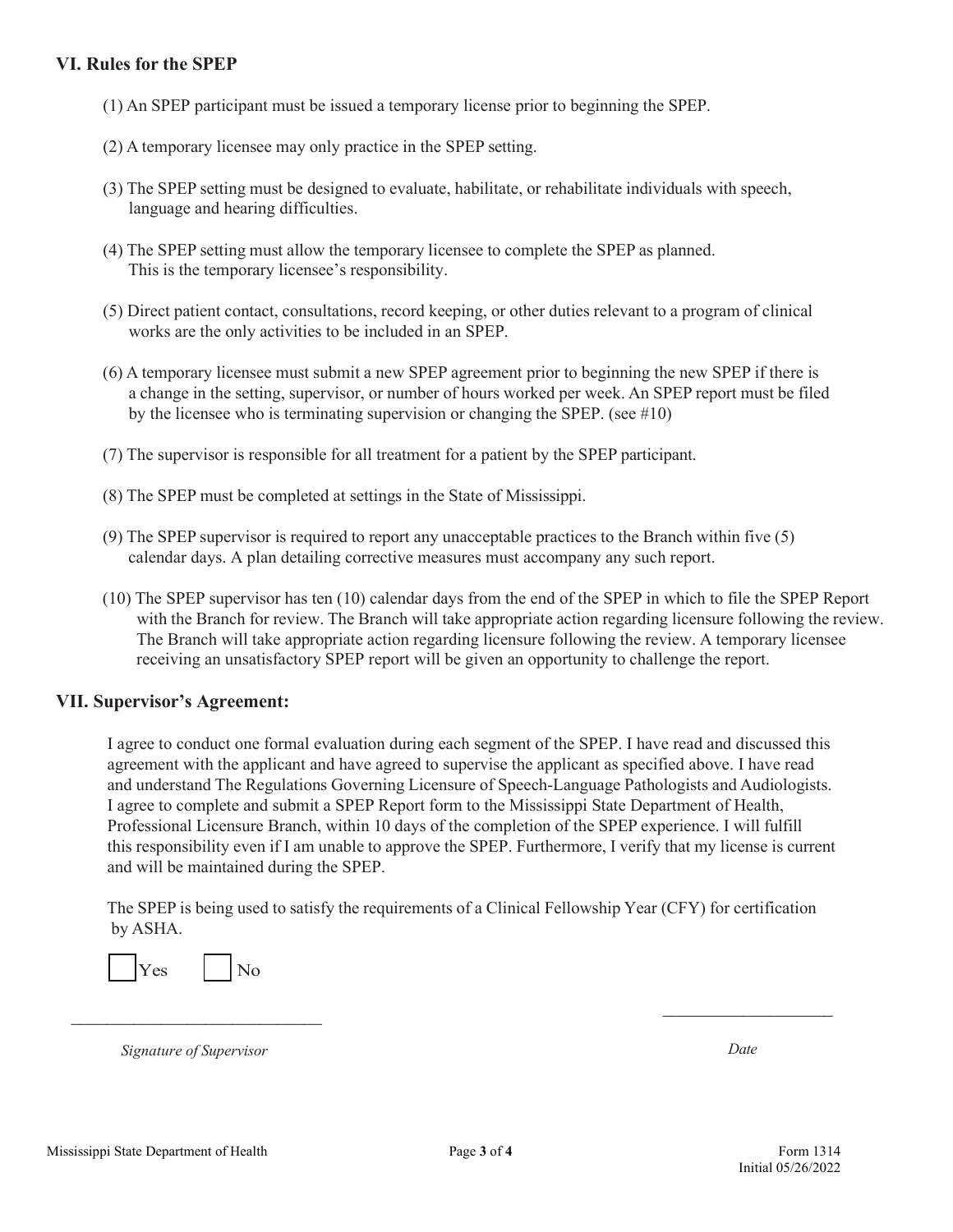## VI. Rules for the SPEP

(1) An SPEP participant must be issued a temporary license prior to beginning the SPEP.

(2) A temporary licensee may only practice in the SPEP setting.

(3) The SPEP setting must be designed to evaluate, habilitate, or rehabilitate individuals with speech, language and hearing difficulties.

(4) The SPEP setting must allow the temporary licensee to complete the SPEP as planned. This is the temporary licensee's responsibility.

(5) Direct patient contact, consultations, record keeping, or other duties relevant to a program of clinical works are the only activities to be included in an SPEP.

(6) A temporary licensee must submit a new SPEP agreement prior to beginning the new SPEP if there is a change in the setting, supervisor, or number of hours worked per week. An SPEP report must be filed by the licensee who is terminating supervision or changing the SPEP. (see #10)

(7) The supervisor is responsible for all treatment for a patient by the SPEP participant.

(8) The SPEP must be completed at settings in the State of Mississippi.

(9) The SPEP supervisor is required to report any unacceptable practices to the Branch within five (5) calendar days. A plan detailing corrective measures must accompany any such report.

(10) The SPEP supervisor has ten (10) calendar days from the end of the SPEP in which to file the SPEP Report with the Branch for review. The Branch will take appropriate action regarding licensure following the review. The Branch will take appropriate action regarding licensure following the review. A temporary licensee receiving an unsatisfactory SPEP report will be given an opportunity to challenge the report.

## VII. Supervisor's Agreement:

I agree to conduct one formal evaluation during each segment of the SPEP. I have read and discussed this agreement with the applicant and have agreed to supervise the applicant as specified above. I have read and understand The Regulations Governing Licensure of Speech-Language Pathologists and Audiologists. I agree to complete and submit a SPEP Report form to the Mississippi State Department of Health, Professional Licensure Branch, within 10 days of the completion of the SPEP experience. I will fulfill this responsibility even if I am unable to approve the SPEP. Furthermore, I verify that my license is current and will be maintained during the SPEP.

The SPEP is being used to satisfy the requirements of a Clinical Fellowship Year (CFY) for certification by ASHA.

☐ Yes ☐ No

\_\_\_\_\_\_\_\_\_\_\_\_\_\_\_\_\_\_\_\_\_\_\_\_\_\_\_\_\_\_ \_\_\_\_\_\_\_\_\_\_\_\_\_\_\_\_\_\_\_\_

*Signature of Supervisor* *Date*

Form 1314
Initial 05/26/2022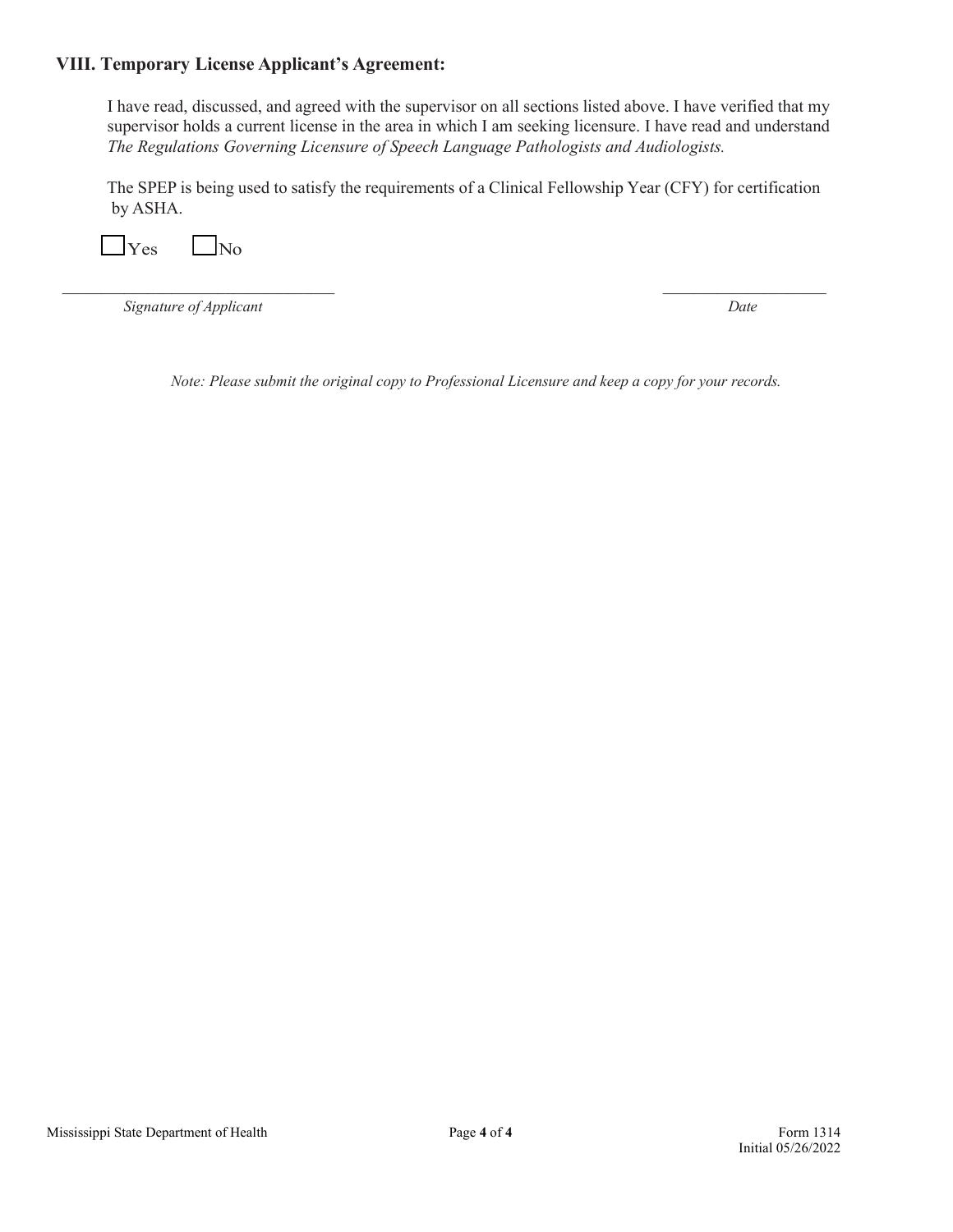## VIII. Temporary License Applicant's Agreement:

I have read, discussed, and agreed with the supervisor on all sections listed above. I have verified that my supervisor holds a current license in the area in which I am seeking licensure. I have read and understand *The Regulations Governing Licensure of Speech Language Pathologists and Audiologists.*

The SPEP is being used to satisfy the requirements of a Clinical Fellowship Year (CFY) for certification by ASHA.

☐ Yes ☐ No

\_\_\_\_\_\_\_\_\_\_\_\_\_\_\_\_\_\_\_\_\_\_\_\_\_\_\_\_\_\_\_\_\_\_ \_\_\_\_\_\_\_\_\_\_\_\_\_\_\_\_\_\_\_\_

*Signature of Applicant* *Date*

*Note: Please submit the original copy to Professional Licensure and keep a copy for your records.*

Mississippi State Department of Health

Form 1314
Initial 05/26/2022